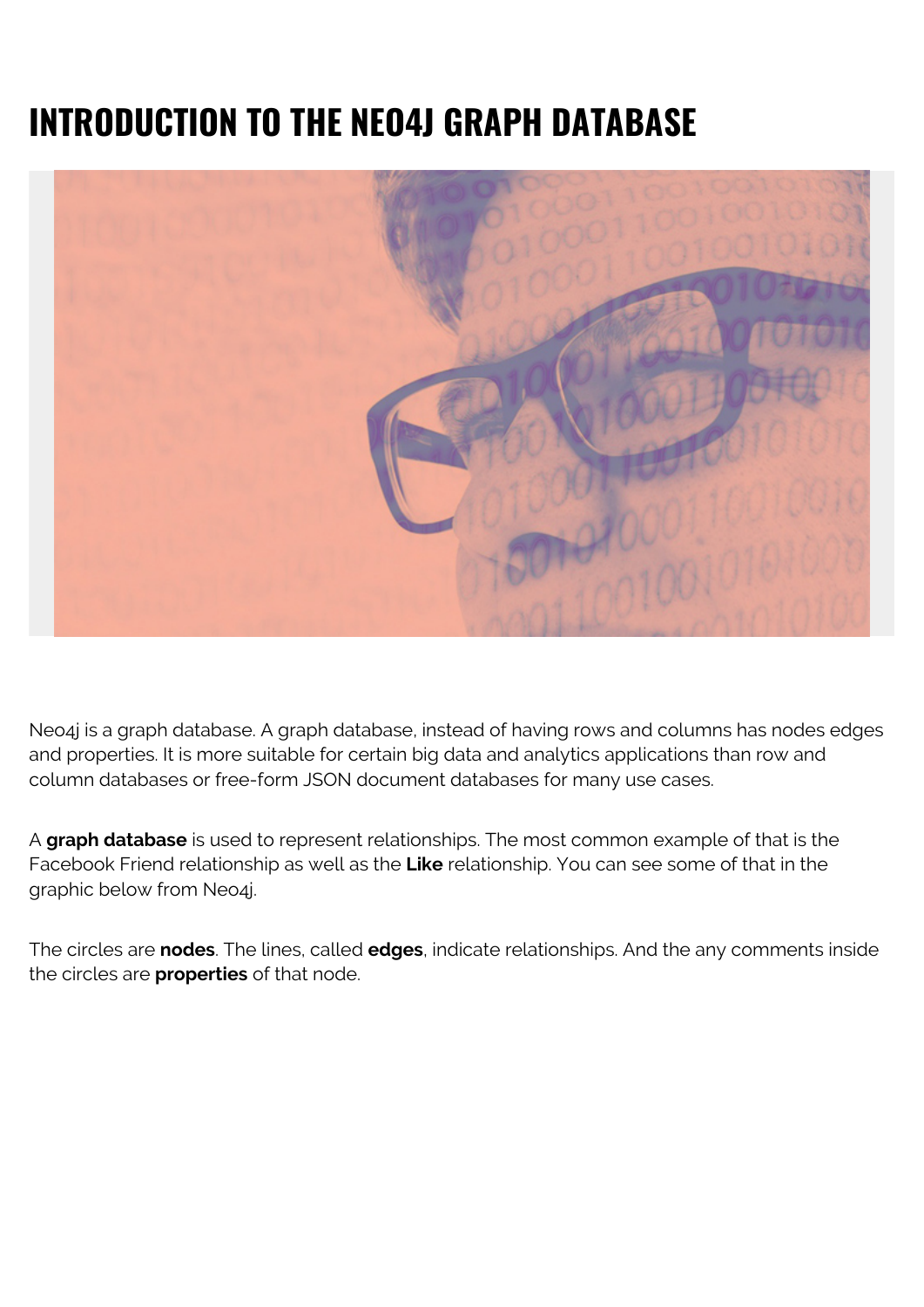# INTRODUCTION TO THE NEO4J GRAPH DATABASE

Neo4j is a graph database. A graph database, instead of having rows and columns has nodes edges and properties. It is more suitable for certain big data and analytics applications than row and column databases or free-form JSON document databases for many use cases.

A **graph database** is used to represent relationships. The most common example of that is the Facebook Friend relationship as well as the **Like** relationship. You can see some of that in the graphic below from Neo4j.

The circles are **nodes**. The lines, called **edges**, indicate relationships. And the any comments inside the circles are **properties** of that node.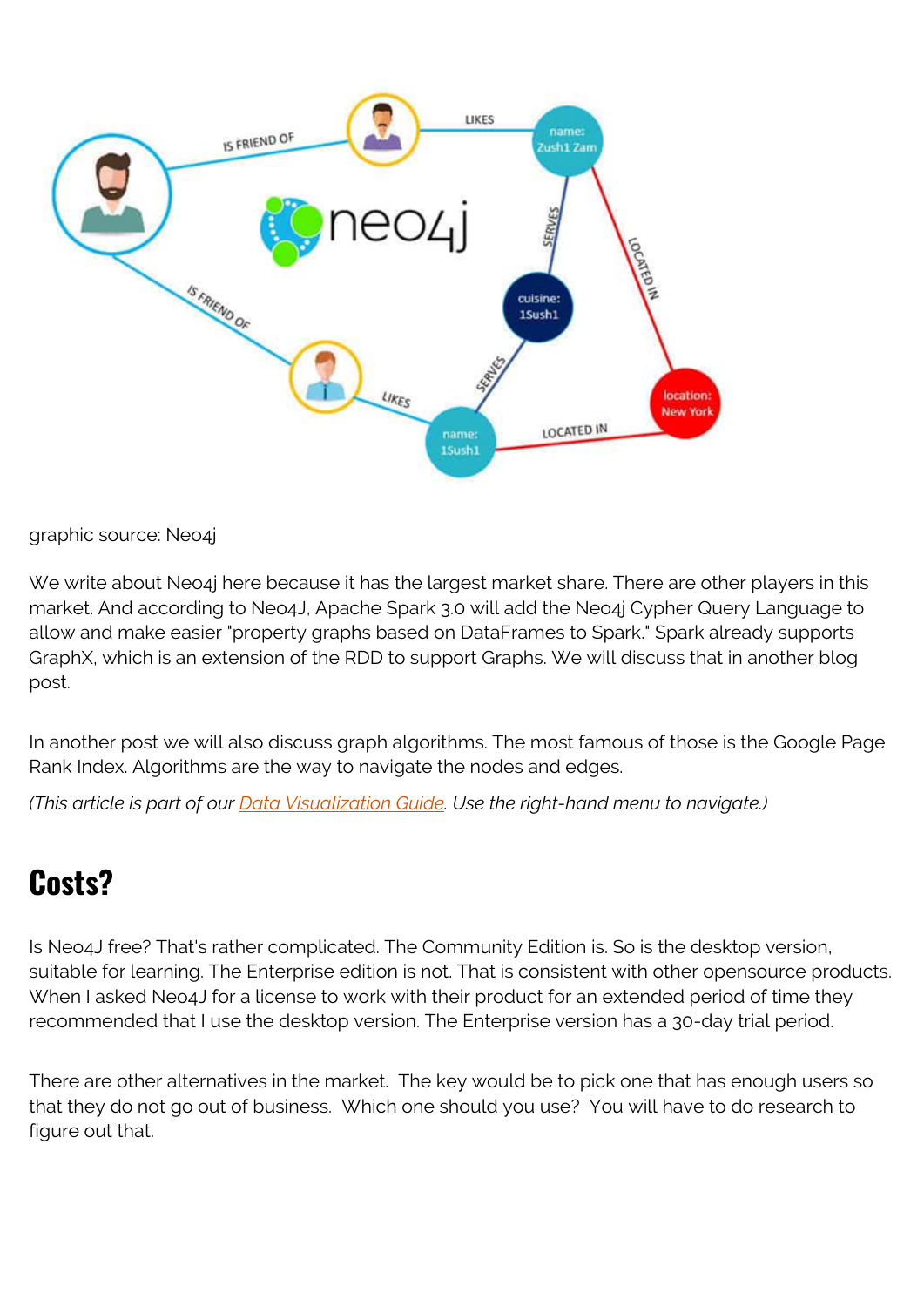graphic source: Neo4j

We write about Neo4j here because it has the largest market share. There are other players in this market. And according to Neo4J, Apache Spark 3.0 will add the Neo4j Cypher Query Language to allow and make easier "property graphs based on DataFrames to Spark." Spark already supports GraphX, which is an extension of the RDD to support Graphs. We will discuss that in another blog post.

In another post we will also discuss graph algorithms. The most famous of those is the Google Page Rank Index. Algorithms are the way to navigate the nodes and edges.

*(This article is part of our [Data Visualization Guide](). Use the right-hand menu to navigate.)*

## Costs?

Is Neo4J free? That's rather complicated. The Community Edition is. So is the desktop version, suitable for learning. The Enterprise edition is not. That is consistent with other opensource products. When I asked Neo4J for a license to work with their product for an extended period of time they recommended that I use the desktop version. The Enterprise version has a 30-day trial period.

There are other alternatives in the market. The key would be to pick one that has enough users so that they do not go out of business. Which one should you use? You will have to do research to figure out that.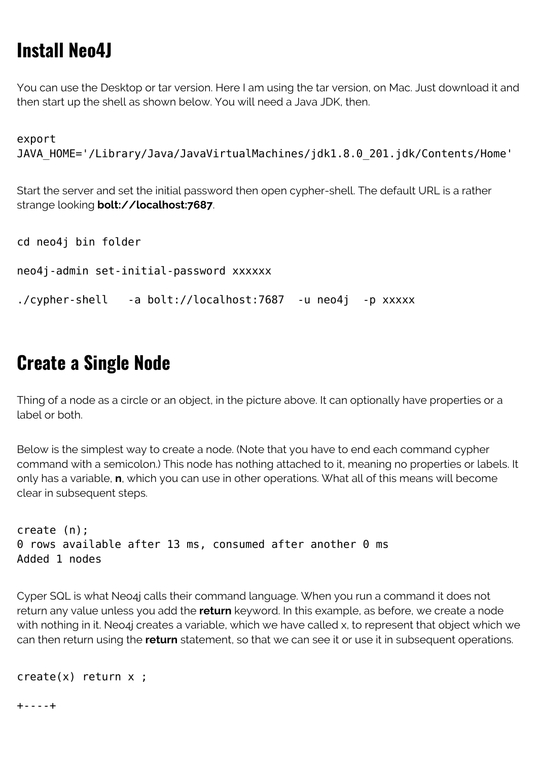## Install Neo4J

You can use the Desktop or tar version. Here I am using the tar version, on Mac. Just download it and then start up the shell as shown below. You will need a Java JDK, then.

```
export
JAVA_HOME='/Library/Java/JavaVirtualMachines/jdk1.8.0_201.jdk/Contents/Home'
```

Start the server and set the initial password then open cypher-shell. The default URL is a rather strange looking **bolt://localhost:7687**.

```
cd neo4j bin folder

neo4j-admin set-initial-password xxxxxx

./cypher-shell   -a bolt://localhost:7687  -u neo4j  -p xxxxx
```

## Create a Single Node

Thing of a node as a circle or an object, in the picture above. It can optionally have properties or a label or both.

Below is the simplest way to create a node. (Note that you have to end each command cypher command with a semicolon.) This node has nothing attached to it, meaning no properties or labels. It only has a variable, **n**, which you can use in other operations. What all of this means will become clear in subsequent steps.

```
create (n);
0 rows available after 13 ms, consumed after another 0 ms
Added 1 nodes
```

Cyper SQL is what Neo4j calls their command language. When you run a command it does not return any value unless you add the **return** keyword. In this example, as before, we create a node with nothing in it. Neo4j creates a variable, which we have called x, to represent that object which we can then return using the **return** statement, so that we can see it or use it in subsequent operations.

```
create(x) return x ;

+----+
```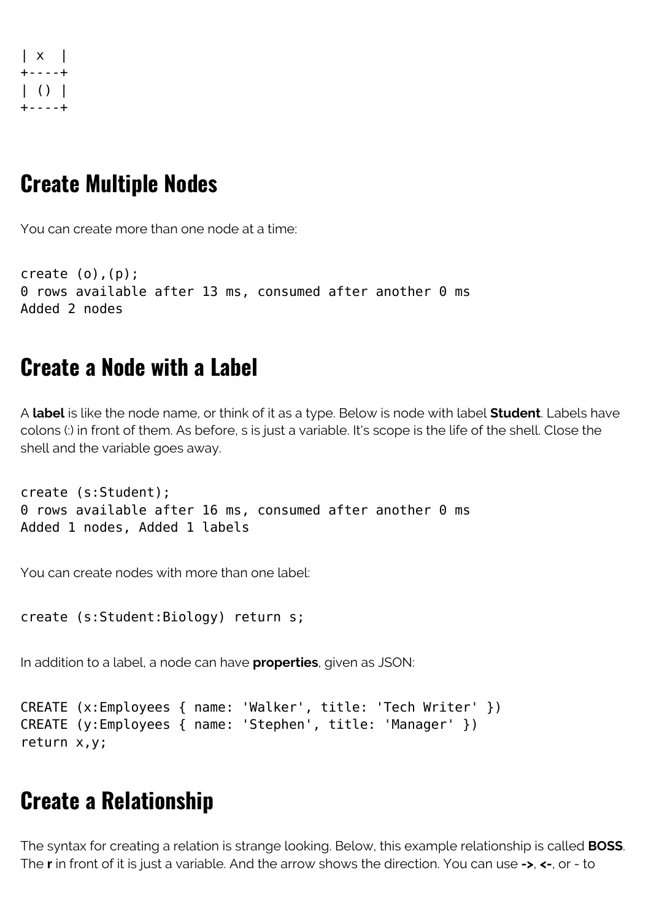```
| x  |
+----+
| () |
+----+
```

## Create Multiple Nodes

You can create more than one node at a time:

```
create (o),(p);
0 rows available after 13 ms, consumed after another 0 ms
Added 2 nodes
```

## Create a Node with a Label

A **label** is like the node name, or think of it as a type. Below is node with label **Student**. Labels have colons (:) in front of them. As before, s is just a variable. It's scope is the life of the shell. Close the shell and the variable goes away.

```
create (s:Student);
0 rows available after 16 ms, consumed after another 0 ms
Added 1 nodes, Added 1 labels
```

You can create nodes with more than one label:

```
create (s:Student:Biology) return s;
```

In addition to a label, a node can have **properties**, given as JSON:

```
CREATE (x:Employees { name: 'Walker', title: 'Tech Writer' })
CREATE (y:Employees { name: 'Stephen', title: 'Manager' })
return x,y;
```

## Create a Relationship

The syntax for creating a relation is strange looking. Below, this example relationship is called **BOSS**. The **r** in front of it is just a variable. And the arrow shows the direction. You can use **->**, **<-**, or - to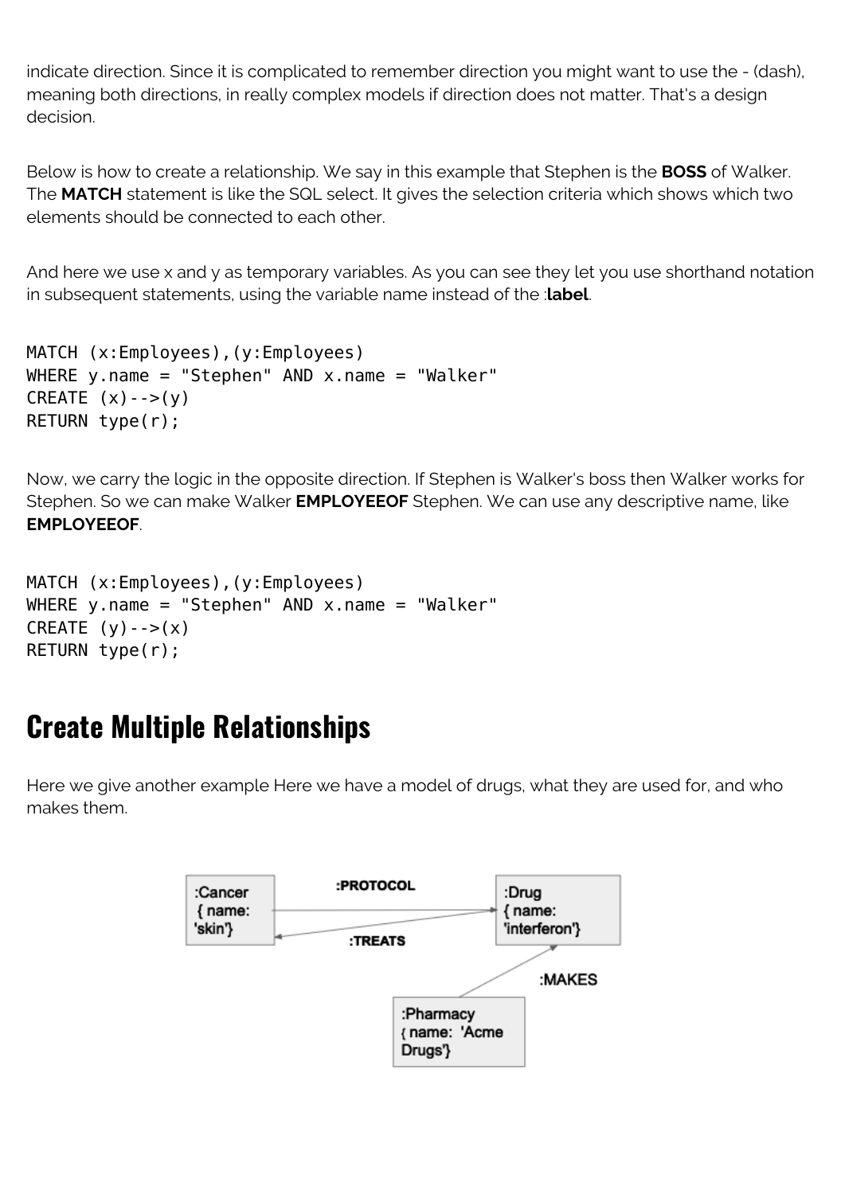indicate direction. Since it is complicated to remember direction you might want to use the - (dash), meaning both directions, in really complex models if direction does not matter. That's a design decision.

Below is how to create a relationship. We say in this example that Stephen is the **BOSS** of Walker. The **MATCH** statement is like the SQL select. It gives the selection criteria which shows which two elements should be connected to each other.

And here we use x and y as temporary variables. As you can see they let you use shorthand notation in subsequent statements, using the variable name instead of the :**label**.

```
MATCH (x:Employees),(y:Employees)
WHERE y.name = "Stephen" AND x.name = "Walker"
CREATE (x)-->(y)
RETURN type(r);
```

Now, we carry the logic in the opposite direction. If Stephen is Walker's boss then Walker works for Stephen. So we can make Walker **EMPLOYEEOF** Stephen. We can use any descriptive name, like **EMPLOYEEOF**.

```
MATCH (x:Employees),(y:Employees)
WHERE y.name = "Stephen" AND x.name = "Walker"
CREATE (y)-->(x)
RETURN type(r);
```

## Create Multiple Relationships

Here we give another example Here we have a model of drugs, what they are used for, and who makes them.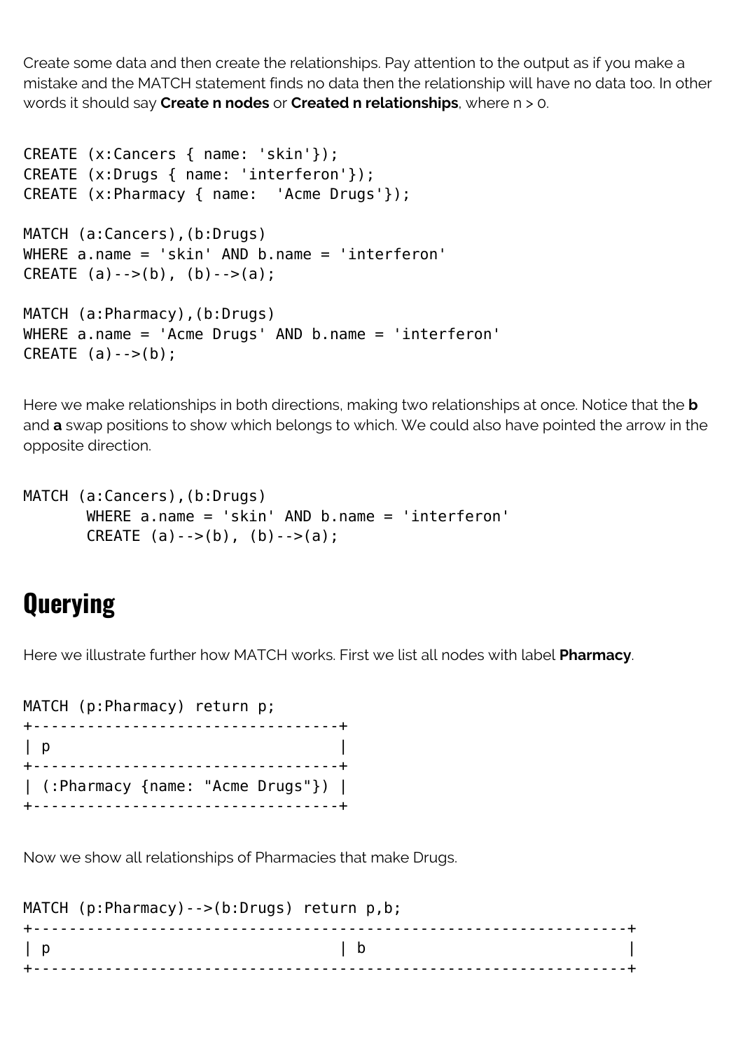Create some data and then create the relationships. Pay attention to the output as if you make a mistake and the MATCH statement finds no data then the relationship will have no data too. In other words it should say **Create n nodes** or **Created n relationships**, where n > 0.

```
CREATE (x:Cancers { name: 'skin'});
CREATE (x:Drugs { name: 'interferon'});
CREATE (x:Pharmacy { name:  'Acme Drugs'});

MATCH (a:Cancers),(b:Drugs)
WHERE a.name = 'skin' AND b.name = 'interferon'
CREATE (a)-->(b), (b)-->(a);

MATCH (a:Pharmacy),(b:Drugs)
WHERE a.name = 'Acme Drugs' AND b.name = 'interferon'
CREATE (a)-->(b);
```

Here we make relationships in both directions, making two relationships at once. Notice that the **b** and **a** swap positions to show which belongs to which. We could also have pointed the arrow in the opposite direction.

```
MATCH (a:Cancers),(b:Drugs)
       WHERE a.name = 'skin' AND b.name = 'interferon'
       CREATE (a)-->(b), (b)-->(a);
```

## Querying

Here we illustrate further how MATCH works. First we list all nodes with label **Pharmacy**.

```
MATCH (p:Pharmacy) return p;
+----------------------------------+
| p                                |
+----------------------------------+
| (:Pharmacy {name: "Acme Drugs"}) |
+----------------------------------+
```

Now we show all relationships of Pharmacies that make Drugs.

```
MATCH (p:Pharmacy)-->(b:Drugs) return p,b;
+-----------------------------------------------------------------+
| p                                | b                            |
+-----------------------------------------------------------------+
```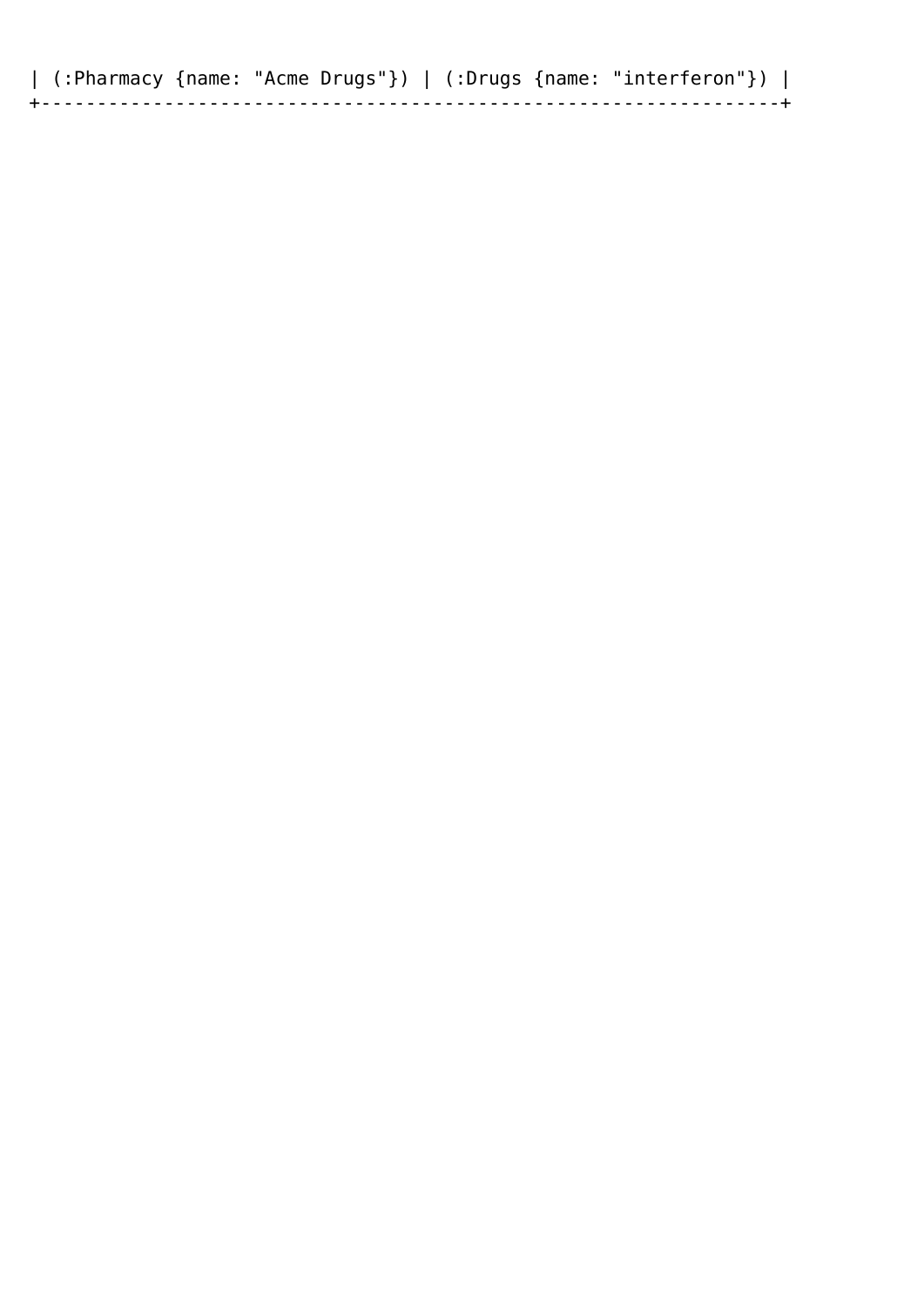```
| (:Pharmacy {name: "Acme Drugs"}) | (:Drugs {name: "interferon"}) |
+-----------------------------------------------------------------+
```